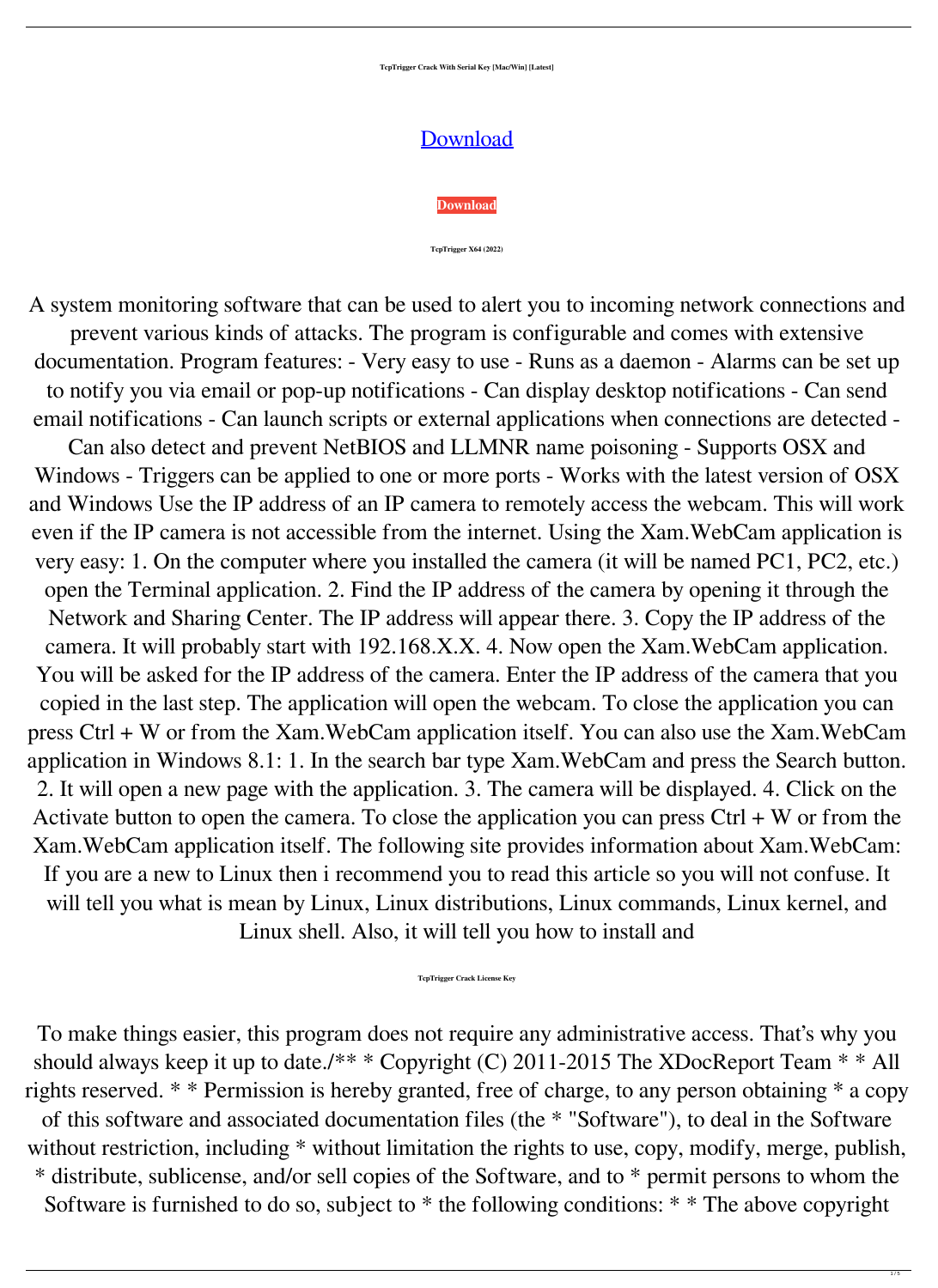**TcpTrigger Crack With Serial Key [Mac/Win] [Latest]**

[Download](#)

**Download**

**TcpTrigger X64 (2022)**

A system monitoring software that can be used to alert you to incoming network connections and prevent various kinds of attacks. The program is configurable and comes with extensive documentation. Program features: - Very easy to use - Runs as a daemon - Alarms can be set up to notify you via email or pop-up notifications - Can display desktop notifications - Can send email notifications - Can launch scripts or external applications when connections are detected - Can also detect and prevent NetBIOS and LLMNR name poisoning - Supports OSX and Windows - Triggers can be applied to one or more ports - Works with the latest version of OSX and Windows Use the IP address of an IP camera to remotely access the webcam. This will work even if the IP camera is not accessible from the internet. Using the Xam.WebCam application is very easy: 1. On the computer where you installed the camera (it will be named PC1, PC2, etc.) open the Terminal application. 2. Find the IP address of the camera by opening it through the Network and Sharing Center. The IP address will appear there. 3. Copy the IP address of the camera. It will probably start with 192.168.X.X. 4. Now open the Xam.WebCam application. You will be asked for the IP address of the camera. Enter the IP address of the camera that you copied in the last step. The application will open the webcam. To close the application you can press Ctrl + W or from the Xam.WebCam application itself. You can also use the Xam.WebCam application in Windows 8.1: 1. In the search bar type Xam.WebCam and press the Search button. 2. It will open a new page with the application. 3. The camera will be displayed. 4. Click on the Activate button to open the camera. To close the application you can press Ctrl + W or from the Xam.WebCam application itself. The following site provides information about Xam.WebCam: If you are a new to Linux then i recommend you to read this article so you will not confuse. It will tell you what is mean by Linux, Linux distributions, Linux commands, Linux kernel, and Linux shell. Also, it will tell you how to install and

**TcpTrigger Crack License Key**

To make things easier, this program does not require any administrative access. That's why you should always keep it up to date./** * Copyright (C) 2011-2015 The XDocReport Team * * All rights reserved. * * Permission is hereby granted, free of charge, to any person obtaining * a copy of this software and associated documentation files (the * "Software"), to deal in the Software without restriction, including * without limitation the rights to use, copy, modify, merge, publish, * distribute, sublicense, and/or sell copies of the Software, and to * permit persons to whom the Software is furnished to do so, subject to * the following conditions: * * The above copyright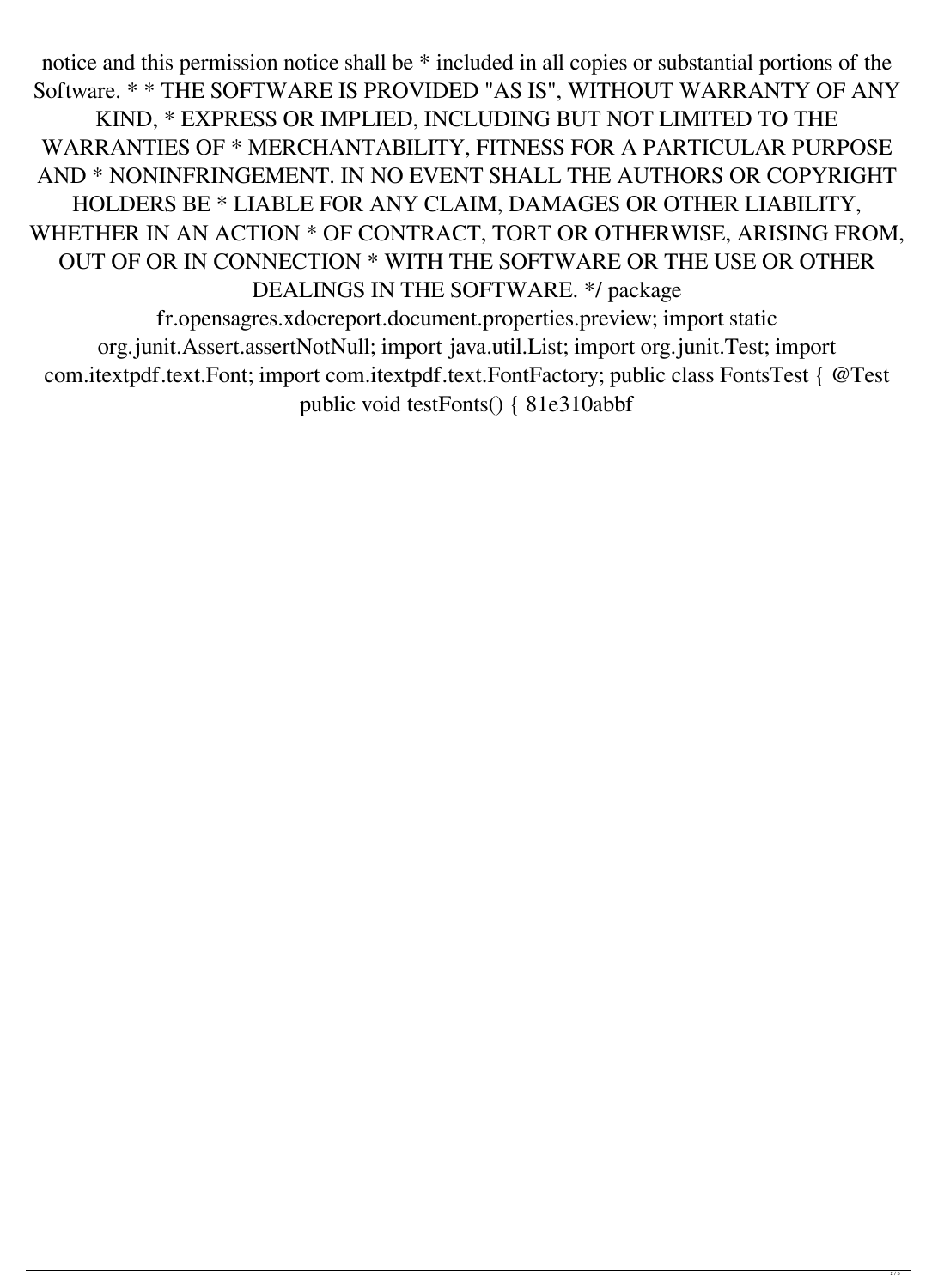notice and this permission notice shall be * included in all copies or substantial portions of the Software. * * THE SOFTWARE IS PROVIDED "AS IS", WITHOUT WARRANTY OF ANY KIND, * EXPRESS OR IMPLIED, INCLUDING BUT NOT LIMITED TO THE WARRANTIES OF * MERCHANTABILITY, FITNESS FOR A PARTICULAR PURPOSE AND * NONINFRINGEMENT. IN NO EVENT SHALL THE AUTHORS OR COPYRIGHT HOLDERS BE * LIABLE FOR ANY CLAIM, DAMAGES OR OTHER LIABILITY, WHETHER IN AN ACTION * OF CONTRACT, TORT OR OTHERWISE, ARISING FROM, OUT OF OR IN CONNECTION * WITH THE SOFTWARE OR THE USE OR OTHER DEALINGS IN THE SOFTWARE. */ package fr.opensagres.xdocreport.document.properties.preview; import static org.junit.Assert.assertNotNull; import java.util.List; import org.junit.Test; import com.itextpdf.text.Font; import com.itextpdf.text.FontFactory; public class FontsTest { @Test public void testFonts() { 81e310abbf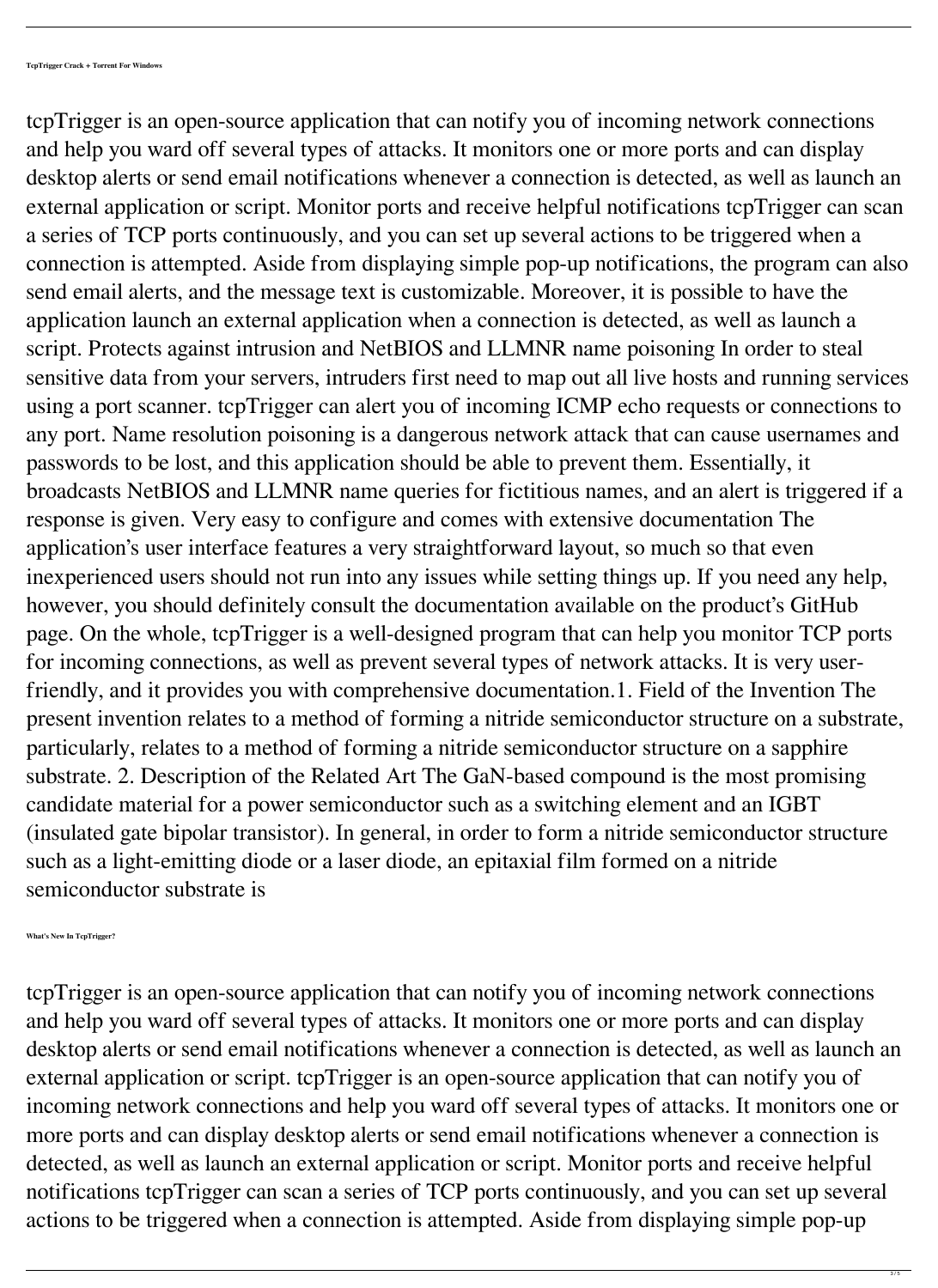**TcpTrigger Crack + Torrent For Windows**

tcpTrigger is an open-source application that can notify you of incoming network connections and help you ward off several types of attacks. It monitors one or more ports and can display desktop alerts or send email notifications whenever a connection is detected, as well as launch an external application or script. Monitor ports and receive helpful notifications tcpTrigger can scan a series of TCP ports continuously, and you can set up several actions to be triggered when a connection is attempted. Aside from displaying simple pop-up notifications, the program can also send email alerts, and the message text is customizable. Moreover, it is possible to have the application launch an external application when a connection is detected, as well as launch a script. Protects against intrusion and NetBIOS and LLMNR name poisoning In order to steal sensitive data from your servers, intruders first need to map out all live hosts and running services using a port scanner. tcpTrigger can alert you of incoming ICMP echo requests or connections to any port. Name resolution poisoning is a dangerous network attack that can cause usernames and passwords to be lost, and this application should be able to prevent them. Essentially, it broadcasts NetBIOS and LLMNR name queries for fictitious names, and an alert is triggered if a response is given. Very easy to configure and comes with extensive documentation The application's user interface features a very straightforward layout, so much so that even inexperienced users should not run into any issues while setting things up. If you need any help, however, you should definitely consult the documentation available on the product's GitHub page. On the whole, tcpTrigger is a well-designed program that can help you monitor TCP ports for incoming connections, as well as prevent several types of network attacks. It is very user-friendly, and it provides you with comprehensive documentation.1. Field of the Invention The present invention relates to a method of forming a nitride semiconductor structure on a substrate, particularly, relates to a method of forming a nitride semiconductor structure on a sapphire substrate. 2. Description of the Related Art The GaN-based compound is the most promising candidate material for a power semiconductor such as a switching element and an IGBT (insulated gate bipolar transistor). In general, in order to form a nitride semiconductor structure such as a light-emitting diode or a laser diode, an epitaxial film formed on a nitride semiconductor substrate is

**What's New In TcpTrigger?**

tcpTrigger is an open-source application that can notify you of incoming network connections and help you ward off several types of attacks. It monitors one or more ports and can display desktop alerts or send email notifications whenever a connection is detected, as well as launch an external application or script. tcpTrigger is an open-source application that can notify you of incoming network connections and help you ward off several types of attacks. It monitors one or more ports and can display desktop alerts or send email notifications whenever a connection is detected, as well as launch an external application or script. Monitor ports and receive helpful notifications tcpTrigger can scan a series of TCP ports continuously, and you can set up several actions to be triggered when a connection is attempted. Aside from displaying simple pop-up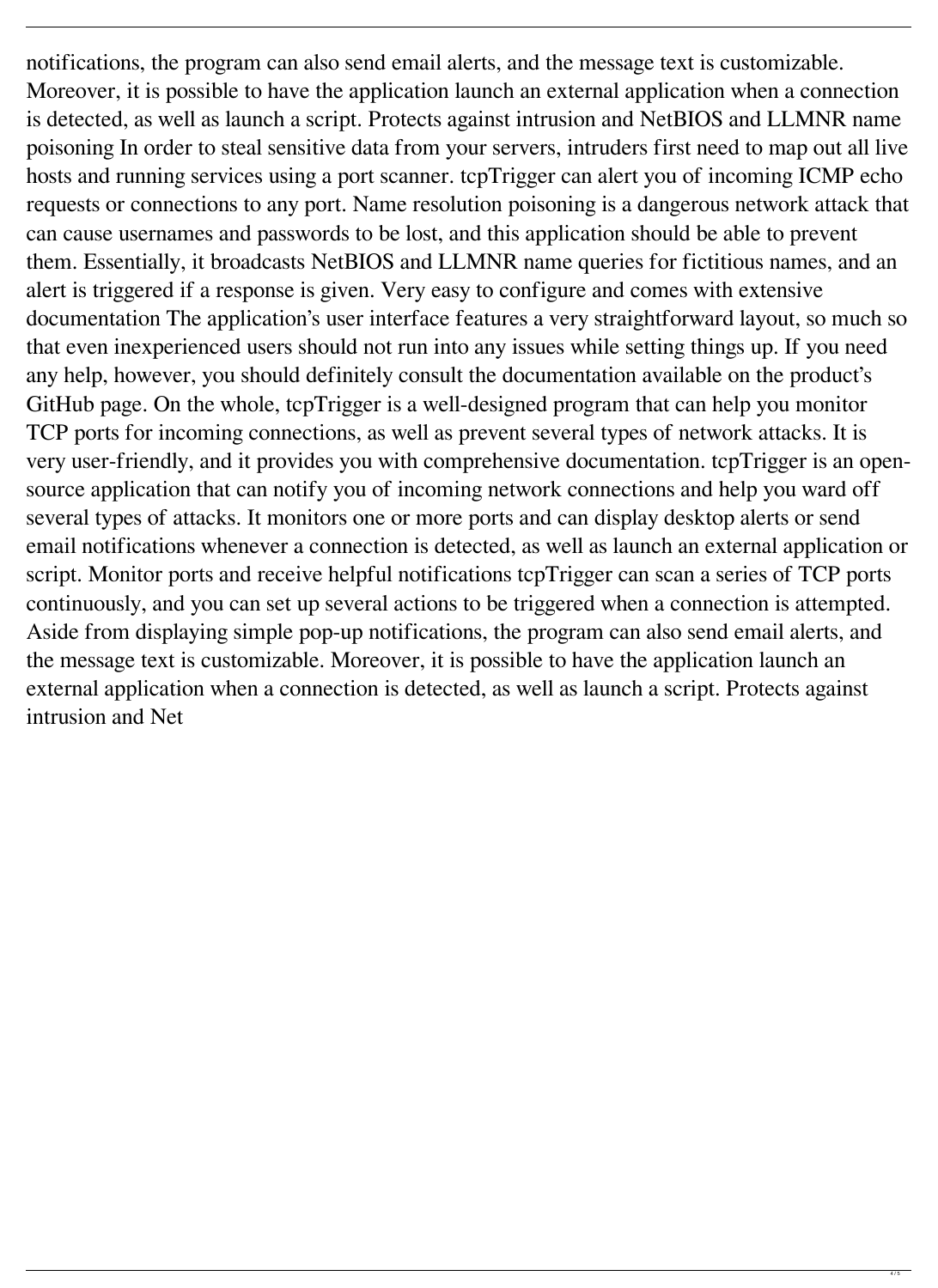notifications, the program can also send email alerts, and the message text is customizable. Moreover, it is possible to have the application launch an external application when a connection is detected, as well as launch a script. Protects against intrusion and NetBIOS and LLMNR name poisoning In order to steal sensitive data from your servers, intruders first need to map out all live hosts and running services using a port scanner. tcpTrigger can alert you of incoming ICMP echo requests or connections to any port. Name resolution poisoning is a dangerous network attack that can cause usernames and passwords to be lost, and this application should be able to prevent them. Essentially, it broadcasts NetBIOS and LLMNR name queries for fictitious names, and an alert is triggered if a response is given. Very easy to configure and comes with extensive documentation The application's user interface features a very straightforward layout, so much so that even inexperienced users should not run into any issues while setting things up. If you need any help, however, you should definitely consult the documentation available on the product's GitHub page. On the whole, tcpTrigger is a well-designed program that can help you monitor TCP ports for incoming connections, as well as prevent several types of network attacks. It is very user-friendly, and it provides you with comprehensive documentation. tcpTrigger is an open-source application that can notify you of incoming network connections and help you ward off several types of attacks. It monitors one or more ports and can display desktop alerts or send email notifications whenever a connection is detected, as well as launch an external application or script. Monitor ports and receive helpful notifications tcpTrigger can scan a series of TCP ports continuously, and you can set up several actions to be triggered when a connection is attempted. Aside from displaying simple pop-up notifications, the program can also send email alerts, and the message text is customizable. Moreover, it is possible to have the application launch an external application when a connection is detected, as well as launch a script. Protects against intrusion and Net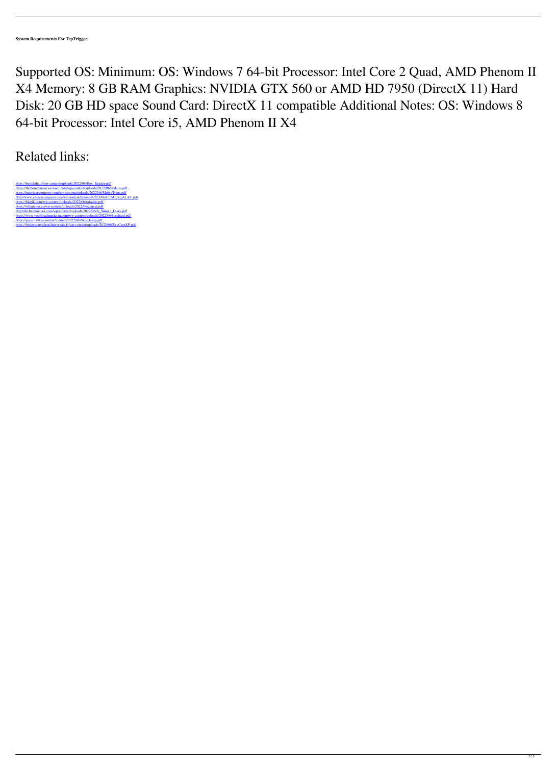**System Requirements For TcpTrigger:**

Supported OS: Minimum: OS: Windows 7 64-bit Processor: Intel Core 2 Quad, AMD Phenom II X4 Memory: 8 GB RAM Graphics: NVIDIA GTX 560 or AMD HD 7950 (DirectX 11) Hard Disk: 20 GB HD space Sound Card: DirectX 11 compatible Additional Notes: OS: Windows 8 64-bit Processor: Intel Core i5, AMD Phenom II X4

Related links:

https://bastakiha.ir/wp-content/uploads/2022/06/Hex_Reader.pdf
https://thehomebusinessowner.com/wp-content/uploads/2022/06/dedcou.pdf
https://marriagecermony.com/wp-content/uploads/2022/06/MobieTrans.pdf
http://www.chineseqingmen.org/wp-content/uploads/2022/06/FLAC_to_ALAC.pdf
https://blagik.com/wp-content/uploads/2022/06/rafaddo.pdf
https://vdianying.cc/wp-content/uploads/2022/06/rancal.pdf
http://dichvuhoicuoi.com/wp-content/uploads/2022/06/A_Simple_Diary.pdf
https://www.yourlocalmusician.com/wp-content/uploads/2022/06/Turnhard.pdf
https://gazar.rs/wp-content/uploads/2022/06/WinDump.pdf
https://budgetparticipatifnivernais.fr/wp-content/uploads/2022/06/DevCareXP.pdf